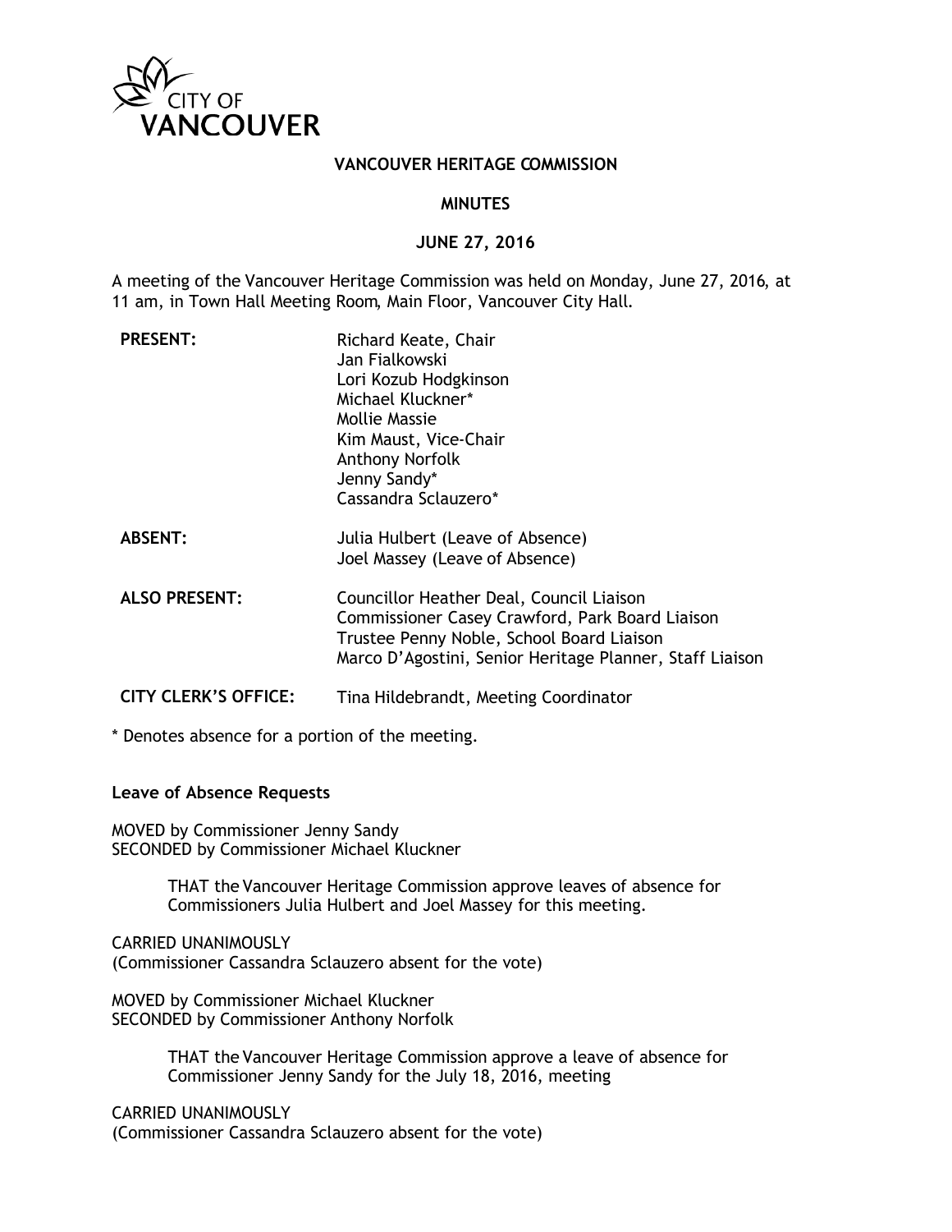CITY OF VANCOUVER

# VANCOUVER HERITAGE COMMISSION

## MINUTES

## JUNE 27, 2016

A meeting of the Vancouver Heritage Commission was held on Monday, June 27, 2016, at 11 am, in Town Hall Meeting Room, Main Floor, Vancouver City Hall.

| | |
|---|---|
| **PRESENT:** | Richard Keate, Chair<br>Jan Fialkowski<br>Lori Kozub Hodgkinson<br>Michael Kluckner*<br>Mollie Massie<br>Kim Maust, Vice-Chair<br>Anthony Norfolk<br>Jenny Sandy*<br>Cassandra Sclauzero* |
| **ABSENT:** | Julia Hulbert (Leave of Absence)<br>Joel Massey (Leave of Absence) |
| **ALSO PRESENT:** | Councillor Heather Deal, Council Liaison<br>Commissioner Casey Crawford, Park Board Liaison<br>Trustee Penny Noble, School Board Liaison<br>Marco D'Agostini, Senior Heritage Planner, Staff Liaison |
| **CITY CLERK'S OFFICE:** | Tina Hildebrandt, Meeting Coordinator |

* Denotes absence for a portion of the meeting.

**Leave of Absence Requests**

MOVED by Commissioner Jenny Sandy
SECONDED by Commissioner Michael Kluckner

> THAT the Vancouver Heritage Commission approve leaves of absence for Commissioners Julia Hulbert and Joel Massey for this meeting.

CARRIED UNANIMOUSLY
(Commissioner Cassandra Sclauzero absent for the vote)

MOVED by Commissioner Michael Kluckner
SECONDED by Commissioner Anthony Norfolk

> THAT the Vancouver Heritage Commission approve a leave of absence for Commissioner Jenny Sandy for the July 18, 2016, meeting

CARRIED UNANIMOUSLY
(Commissioner Cassandra Sclauzero absent for the vote)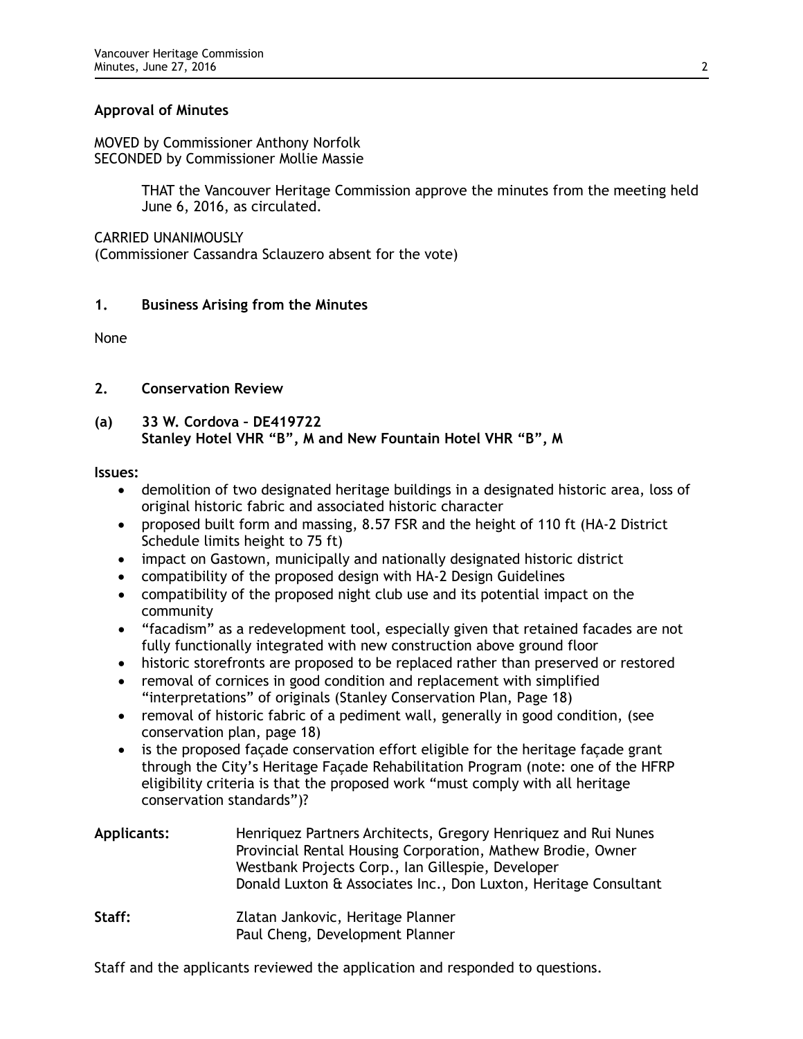### Approval of Minutes

MOVED by Commissioner Anthony Norfolk
SECONDED by Commissioner Mollie Massie

> THAT the Vancouver Heritage Commission approve the minutes from the meeting held June 6, 2016, as circulated.

CARRIED UNANIMOUSLY
(Commissioner Cassandra Sclauzero absent for the vote)

### 1. Business Arising from the Minutes

None

### 2. Conservation Review

#### (a) 33 W. Cordova – DE419722 Stanley Hotel VHR "B", M and New Fountain Hotel VHR "B", M

**Issues:**

- demolition of two designated heritage buildings in a designated historic area, loss of original historic fabric and associated historic character
- proposed built form and massing, 8.57 FSR and the height of 110 ft (HA-2 District Schedule limits height to 75 ft)
- impact on Gastown, municipally and nationally designated historic district
- compatibility of the proposed design with HA-2 Design Guidelines
- compatibility of the proposed night club use and its potential impact on the community
- "facadism" as a redevelopment tool, especially given that retained facades are not fully functionally integrated with new construction above ground floor
- historic storefronts are proposed to be replaced rather than preserved or restored
- removal of cornices in good condition and replacement with simplified "interpretations" of originals (Stanley Conservation Plan, Page 18)
- removal of historic fabric of a pediment wall, generally in good condition, (see conservation plan, page 18)
- is the proposed façade conservation effort eligible for the heritage façade grant through the City's Heritage Façade Rehabilitation Program (note: one of the HFRP eligibility criteria is that the proposed work "must comply with all heritage conservation standards")?

**Applicants:**
Henriquez Partners Architects, Gregory Henriquez and Rui Nunes
Provincial Rental Housing Corporation, Mathew Brodie, Owner
Westbank Projects Corp., Ian Gillespie, Developer
Donald Luxton & Associates Inc., Don Luxton, Heritage Consultant

**Staff:**
Zlatan Jankovic, Heritage Planner
Paul Cheng, Development Planner

Staff and the applicants reviewed the application and responded to questions.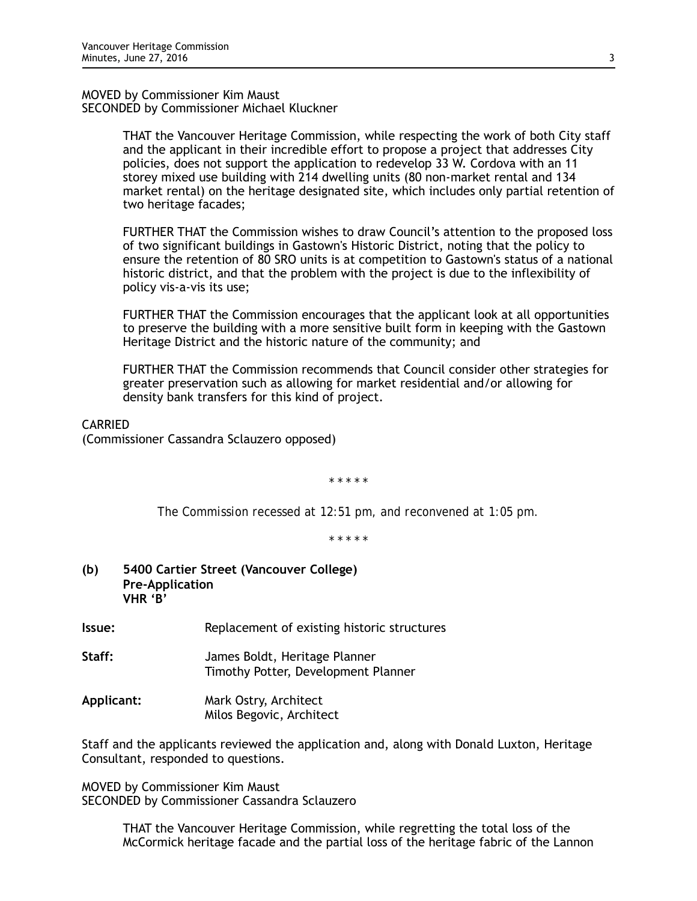MOVED by Commissioner Kim Maust
SECONDED by Commissioner Michael Kluckner

> THAT the Vancouver Heritage Commission, while respecting the work of both City staff and the applicant in their incredible effort to propose a project that addresses City policies, does not support the application to redevelop 33 W. Cordova with an 11 storey mixed use building with 214 dwelling units (80 non-market rental and 134 market rental) on the heritage designated site, which includes only partial retention of two heritage facades;
>
> FURTHER THAT the Commission wishes to draw Council's attention to the proposed loss of two significant buildings in Gastown's Historic District, noting that the policy to ensure the retention of 80 SRO units is at competition to Gastown's status of a national historic district, and that the problem with the project is due to the inflexibility of policy vis-a-vis its use;
>
> FURTHER THAT the Commission encourages that the applicant look at all opportunities to preserve the building with a more sensitive built form in keeping with the Gastown Heritage District and the historic nature of the community; and
>
> FURTHER THAT the Commission recommends that Council consider other strategies for greater preservation such as allowing for market residential and/or allowing for density bank transfers for this kind of project.

CARRIED
(Commissioner Cassandra Sclauzero opposed)

\* \* \* \* \*

*The Commission recessed at 12:51 pm, and reconvened at 1:05 pm.*

\* \* \* \* \*

**(b) 5400 Cartier Street (Vancouver College)**
**Pre-Application**
**VHR 'B'**

**Issue:** Replacement of existing historic structures

**Staff:** James Boldt, Heritage Planner
Timothy Potter, Development Planner

**Applicant:** Mark Ostry, Architect
Milos Begovic, Architect

Staff and the applicants reviewed the application and, along with Donald Luxton, Heritage Consultant, responded to questions.

MOVED by Commissioner Kim Maust
SECONDED by Commissioner Cassandra Sclauzero

> THAT the Vancouver Heritage Commission, while regretting the total loss of the McCormick heritage facade and the partial loss of the heritage fabric of the Lannon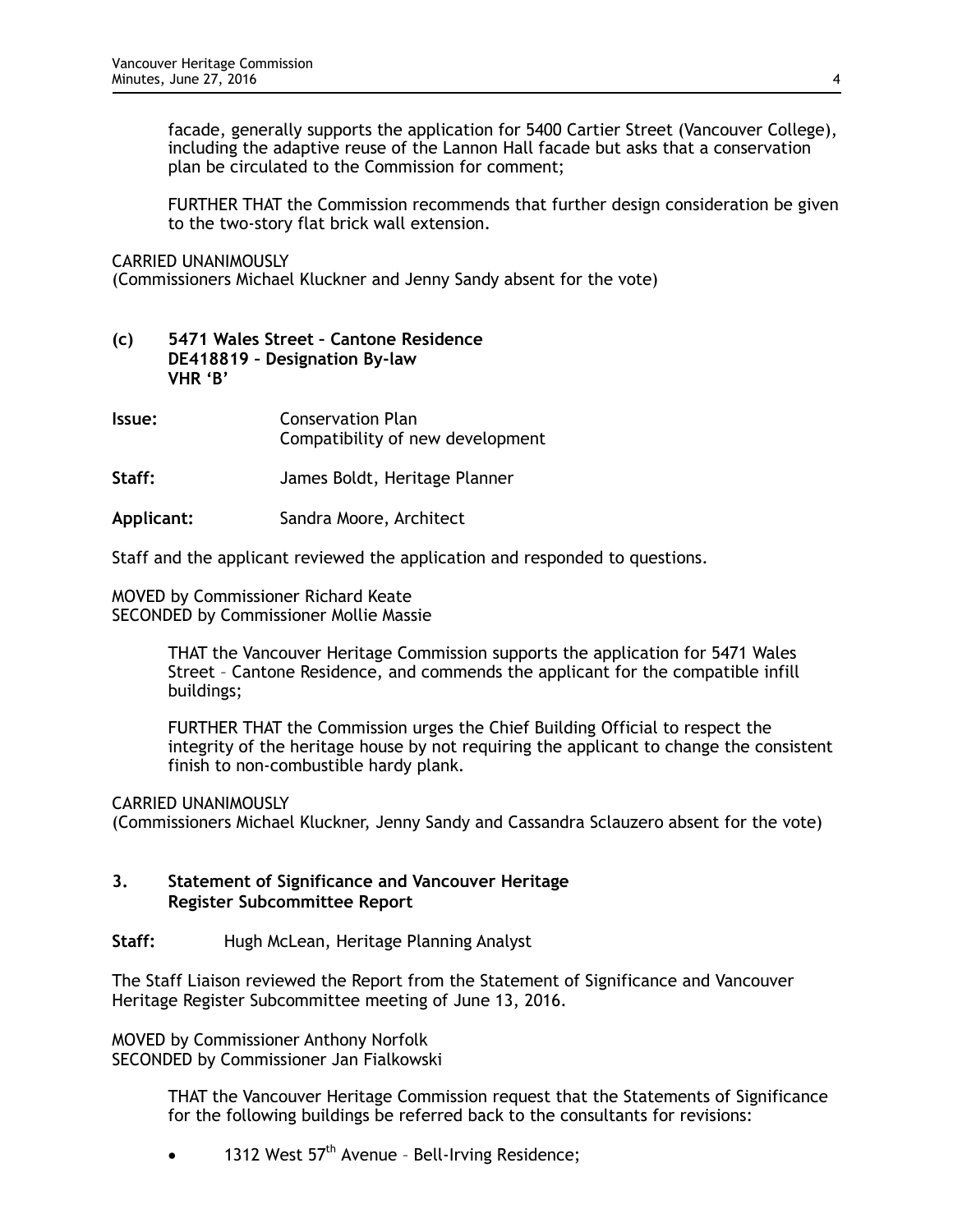facade, generally supports the application for 5400 Cartier Street (Vancouver College), including the adaptive reuse of the Lannon Hall facade but asks that a conservation plan be circulated to the Commission for comment;

FURTHER THAT the Commission recommends that further design consideration be given to the two-story flat brick wall extension.

CARRIED UNANIMOUSLY
(Commissioners Michael Kluckner and Jenny Sandy absent for the vote)

**(c) 5471 Wales Street – Cantone Residence**
**DE418819 – Designation By-law**
**VHR 'B'**

**Issue:** Conservation Plan
Compatibility of new development

**Staff:** James Boldt, Heritage Planner

**Applicant:** Sandra Moore, Architect

Staff and the applicant reviewed the application and responded to questions.

MOVED by Commissioner Richard Keate
SECONDED by Commissioner Mollie Massie

THAT the Vancouver Heritage Commission supports the application for 5471 Wales Street – Cantone Residence, and commends the applicant for the compatible infill buildings;

FURTHER THAT the Commission urges the Chief Building Official to respect the integrity of the heritage house by not requiring the applicant to change the consistent finish to non-combustible hardy plank.

CARRIED UNANIMOUSLY
(Commissioners Michael Kluckner, Jenny Sandy and Cassandra Sclauzero absent for the vote)

## 3. Statement of Significance and Vancouver Heritage Register Subcommittee Report

**Staff:** Hugh McLean, Heritage Planning Analyst

The Staff Liaison reviewed the Report from the Statement of Significance and Vancouver Heritage Register Subcommittee meeting of June 13, 2016.

MOVED by Commissioner Anthony Norfolk
SECONDED by Commissioner Jan Fialkowski

THAT the Vancouver Heritage Commission request that the Statements of Significance for the following buildings be referred back to the consultants for revisions:

- 1312 West 57th Avenue – Bell-Irving Residence;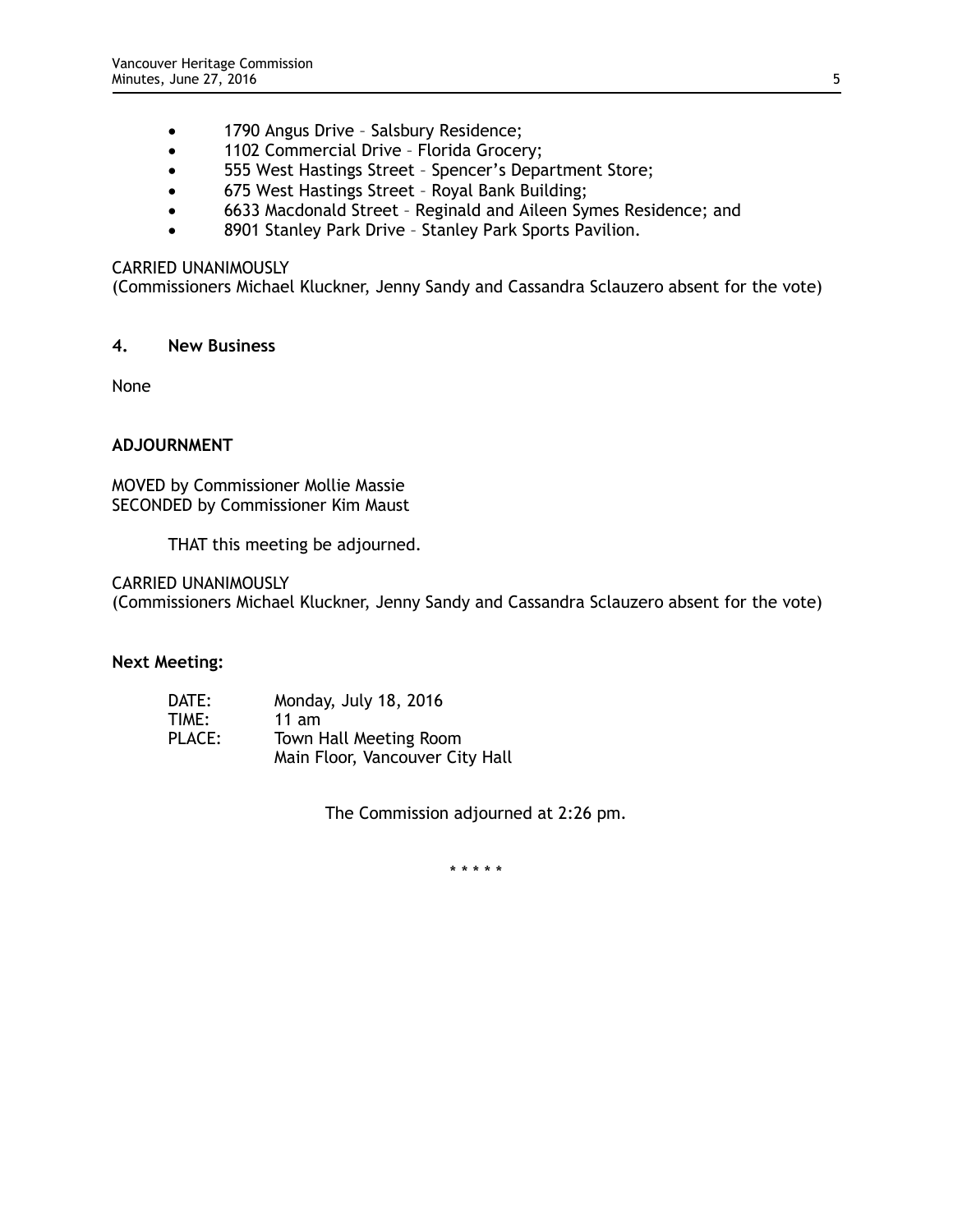- 1790 Angus Drive – Salsbury Residence;
- 1102 Commercial Drive – Florida Grocery;
- 555 West Hastings Street – Spencer's Department Store;
- 675 West Hastings Street – Royal Bank Building;
- 6633 Macdonald Street – Reginald and Aileen Symes Residence; and
- 8901 Stanley Park Drive – Stanley Park Sports Pavilion.

CARRIED UNANIMOUSLY
(Commissioners Michael Kluckner, Jenny Sandy and Cassandra Sclauzero absent for the vote)

**4. New Business**

None

**ADJOURNMENT**

MOVED by Commissioner Mollie Massie
SECONDED by Commissioner Kim Maust

THAT this meeting be adjourned.

CARRIED UNANIMOUSLY
(Commissioners Michael Kluckner, Jenny Sandy and Cassandra Sclauzero absent for the vote)

**Next Meeting:**

| | |
|---|---|
| DATE: | Monday, July 18, 2016 |
| TIME: | 11 am |
| PLACE: | Town Hall Meeting Room<br>Main Floor, Vancouver City Hall |

The Commission adjourned at 2:26 pm.

* * * * *